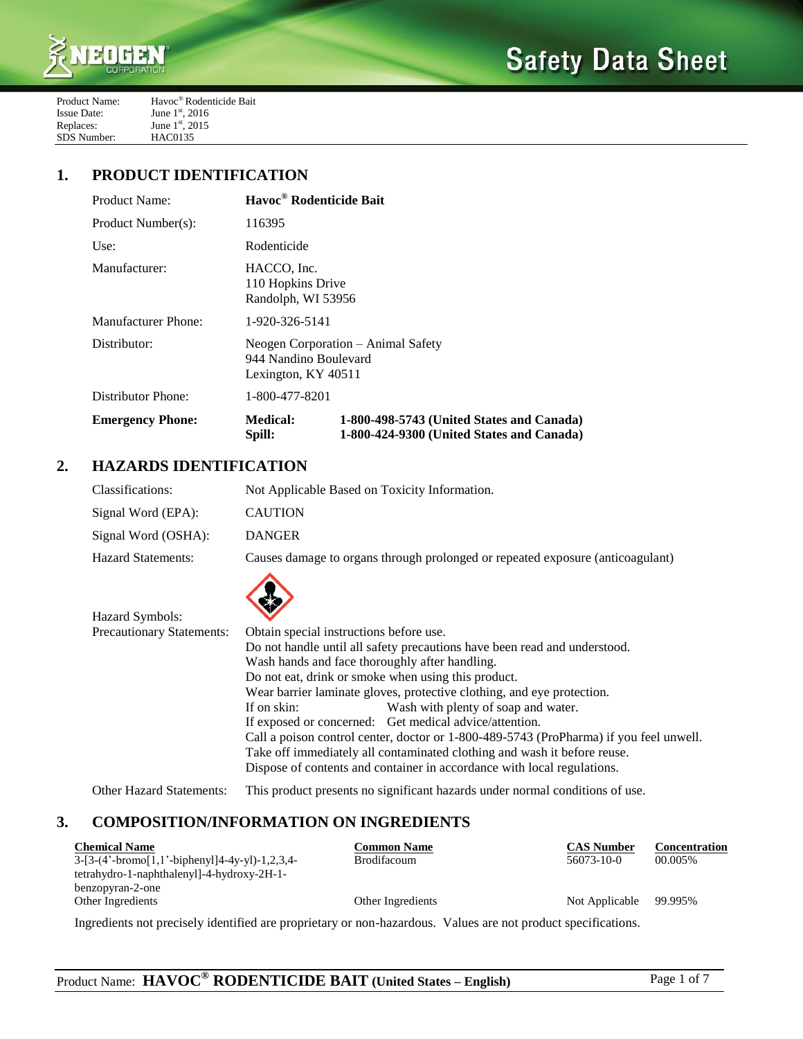# Safety Data Sheet

Product Name: Havoc® Rodenticide Bait
Issue Date: June 1st, 2016
Replaces: June 1st, 2015
SDS Number: HAC0135

## 1. PRODUCT IDENTIFICATION

| | |
|---|---|
| Product Name: | **Havoc® Rodenticide Bait** |
| Product Number(s): | 116395 |
| Use: | Rodenticide |
| Manufacturer: | HACCO, Inc.<br>110 Hopkins Drive<br>Randolph, WI 53956 |
| Manufacturer Phone: | 1-920-326-5141 |
| Distributor: | Neogen Corporation – Animal Safety<br>944 Nandino Boulevard<br>Lexington, KY 40511 |
| Distributor Phone: | 1-800-477-8201 |
| **Emergency Phone:** | **Medical: 1-800-498-5743 (United States and Canada)**<br>**Spill: 1-800-424-9300 (United States and Canada)** |

## 2. HAZARDS IDENTIFICATION

| | |
|---|---|
| Classifications: | Not Applicable Based on Toxicity Information. |
| Signal Word (EPA): | CAUTION |
| Signal Word (OSHA): | DANGER |
| Hazard Statements: | Causes damage to organs through prolonged or repeated exposure (anticoagulant) |
| Hazard Symbols: | |
| Precautionary Statements: | Obtain special instructions before use.<br>Do not handle until all safety precautions have been read and understood.<br>Wash hands and face thoroughly after handling.<br>Do not eat, drink or smoke when using this product.<br>Wear barrier laminate gloves, protective clothing, and eye protection.<br>If on skin: Wash with plenty of soap and water.<br>If exposed or concerned: Get medical advice/attention.<br>Call a poison control center, doctor or 1-800-489-5743 (ProPharma) if you feel unwell.<br>Take off immediately all contaminated clothing and wash it before reuse.<br>Dispose of contents and container in accordance with local regulations. |
| Other Hazard Statements: | This product presents no significant hazards under normal conditions of use. |

## 3. COMPOSITION/INFORMATION ON INGREDIENTS

| Chemical Name | Common Name | CAS Number | Concentration |
|---|---|---|---|
| 3-[3-(4'-bromo[1,1'-biphenyl]4-4y-yl)-1,2,3,4-tetrahydro-1-naphthalenyl]-4-hydroxy-2H-1-benzopyran-2-one | Brodifacoum | 56073-10-0 | 00.005% |
| Other Ingredients | Other Ingredients | Not Applicable | 99.995% |

Ingredients not precisely identified are proprietary or non-hazardous. Values are not product specifications.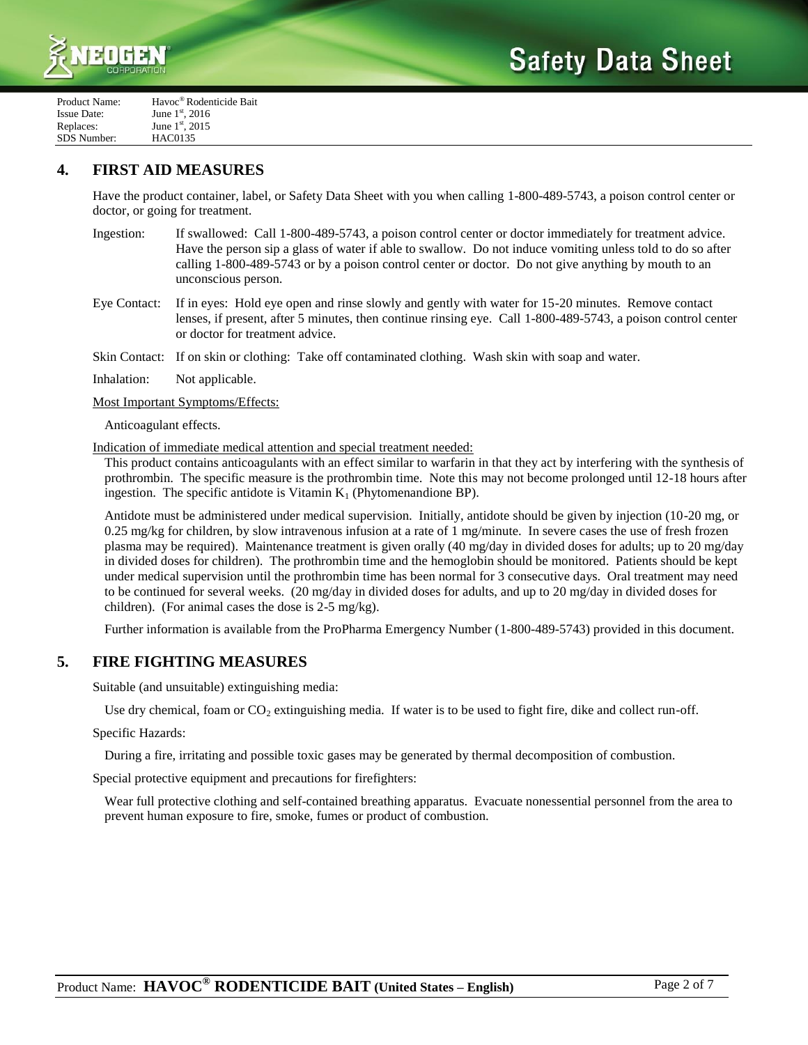## 4. FIRST AID MEASURES

Have the product container, label, or Safety Data Sheet with you when calling 1-800-489-5743, a poison control center or doctor, or going for treatment.

Ingestion: If swallowed: Call 1-800-489-5743, a poison control center or doctor immediately for treatment advice. Have the person sip a glass of water if able to swallow. Do not induce vomiting unless told to do so after calling 1-800-489-5743 or by a poison control center or doctor. Do not give anything by mouth to an unconscious person.

Eye Contact: If in eyes: Hold eye open and rinse slowly and gently with water for 15-20 minutes. Remove contact lenses, if present, after 5 minutes, then continue rinsing eye. Call 1-800-489-5743, a poison control center or doctor for treatment advice.

Skin Contact: If on skin or clothing: Take off contaminated clothing. Wash skin with soap and water.

Inhalation: Not applicable.

Most Important Symptoms/Effects:

Anticoagulant effects.

Indication of immediate medical attention and special treatment needed:

This product contains anticoagulants with an effect similar to warfarin in that they act by interfering with the synthesis of prothrombin. The specific measure is the prothrombin time. Note this may not become prolonged until 12-18 hours after ingestion. The specific antidote is Vitamin $K_1$ (Phytomenandione BP).

Antidote must be administered under medical supervision. Initially, antidote should be given by injection (10-20 mg, or 0.25 mg/kg for children, by slow intravenous infusion at a rate of 1 mg/minute. In severe cases the use of fresh frozen plasma may be required). Maintenance treatment is given orally (40 mg/day in divided doses for adults; up to 20 mg/day in divided doses for children). The prothrombin time and the hemoglobin should be monitored. Patients should be kept under medical supervision until the prothrombin time has been normal for 3 consecutive days. Oral treatment may need to be continued for several weeks. (20 mg/day in divided doses for adults, and up to 20 mg/day in divided doses for children). (For animal cases the dose is 2-5 mg/kg).

Further information is available from the ProPharma Emergency Number (1-800-489-5743) provided in this document.

## 5. FIRE FIGHTING MEASURES

Suitable (and unsuitable) extinguishing media:

Use dry chemical, foam or $CO_2$ extinguishing media. If water is to be used to fight fire, dike and collect run-off.

Specific Hazards:

During a fire, irritating and possible toxic gases may be generated by thermal decomposition of combustion.

Special protective equipment and precautions for firefighters:

Wear full protective clothing and self-contained breathing apparatus. Evacuate nonessential personnel from the area to prevent human exposure to fire, smoke, fumes or product of combustion.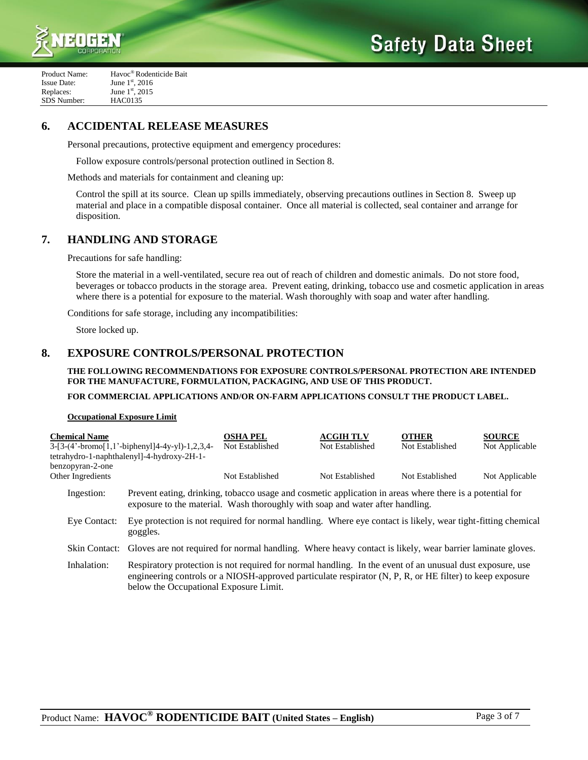Product Name: Havoc® Rodenticide Bait
Issue Date: June 1st, 2016
Replaces: June 1st, 2015
SDS Number: HAC0135

## 6. ACCIDENTAL RELEASE MEASURES

Personal precautions, protective equipment and emergency procedures:

Follow exposure controls/personal protection outlined in Section 8.

Methods and materials for containment and cleaning up:

Control the spill at its source. Clean up spills immediately, observing precautions outlines in Section 8. Sweep up material and place in a compatible disposal container. Once all material is collected, seal container and arrange for disposition.

## 7. HANDLING AND STORAGE

Precautions for safe handling:

Store the material in a well-ventilated, secure rea out of reach of children and domestic animals. Do not store food, beverages or tobacco products in the storage area. Prevent eating, drinking, tobacco use and cosmetic application in areas where there is a potential for exposure to the material. Wash thoroughly with soap and water after handling.

Conditions for safe storage, including any incompatibilities:

Store locked up.

## 8. EXPOSURE CONTROLS/PERSONAL PROTECTION

**THE FOLLOWING RECOMMENDATIONS FOR EXPOSURE CONTROLS/PERSONAL PROTECTION ARE INTENDED FOR THE MANUFACTURE, FORMULATION, PACKAGING, AND USE OF THIS PRODUCT.**

**FOR COMMERCIAL APPLICATIONS AND/OR ON-FARM APPLICATIONS CONSULT THE PRODUCT LABEL.**

**Occupational Exposure Limit**

| Chemical Name | OSHA PEL | ACGIH TLV | OTHER | SOURCE |
|---|---|---|---|---|
| 3-[3-(4'-bromo[1,1'-biphenyl]4-4y-yl)-1,2,3,4-tetrahydro-1-naphthalenyl]-4-hydroxy-2H-1-benzopyran-2-one | Not Established | Not Established | Not Established | Not Applicable |
| Other Ingredients | Not Established | Not Established | Not Established | Not Applicable |

Ingestion: Prevent eating, drinking, tobacco usage and cosmetic application in areas where there is a potential for exposure to the material. Wash thoroughly with soap and water after handling.

Eye Contact: Eye protection is not required for normal handling. Where eye contact is likely, wear tight-fitting chemical goggles.

Skin Contact: Gloves are not required for normal handling. Where heavy contact is likely, wear barrier laminate gloves.

Inhalation: Respiratory protection is not required for normal handling. In the event of an unusual dust exposure, use engineering controls or a NIOSH-approved particulate respirator (N, P, R, or HE filter) to keep exposure below the Occupational Exposure Limit.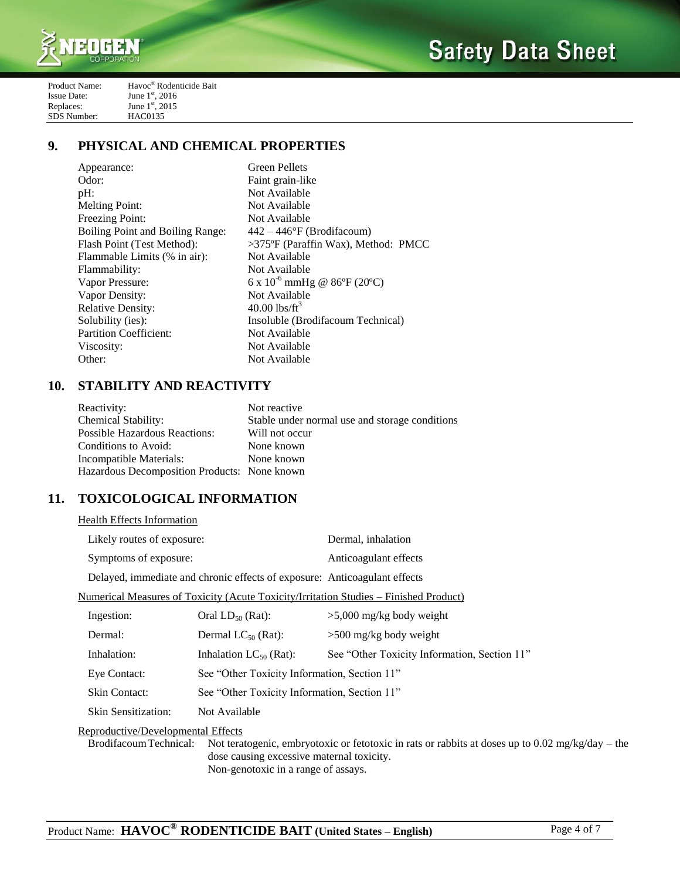Product Name: Havoc® Rodenticide Bait
Issue Date: June 1st, 2016
Replaces: June 1st, 2015
SDS Number: HAC0135

## 9. PHYSICAL AND CHEMICAL PROPERTIES

| | |
|---|---|
| Appearance: | Green Pellets |
| Odor: | Faint grain-like |
| pH: | Not Available |
| Melting Point: | Not Available |
| Freezing Point: | Not Available |
| Boiling Point and Boiling Range: | 442 – 446°F (Brodifacoum) |
| Flash Point (Test Method): | >375ºF (Paraffin Wax), Method: PMCC |
| Flammable Limits (% in air): | Not Available |
| Flammability: | Not Available |
| Vapor Pressure: | $6 \times 10^{-6}$ mmHg @ 86ºF (20ºC) |
| Vapor Density: | Not Available |
| Relative Density: | 40.00 $lbs/ft^3$ |
| Solubility (ies): | Insoluble (Brodifacoum Technical) |
| Partition Coefficient: | Not Available |
| Viscosity: | Not Available |
| Other: | Not Available |

## 10. STABILITY AND REACTIVITY

| | |
|---|---|
| Reactivity: | Not reactive |
| Chemical Stability: | Stable under normal use and storage conditions |
| Possible Hazardous Reactions: | Will not occur |
| Conditions to Avoid: | None known |
| Incompatible Materials: | None known |
| Hazardous Decomposition Products: | None known |

## 11. TOXICOLOGICAL INFORMATION

Health Effects Information

| | |
|---|---|
| Likely routes of exposure: | Dermal, inhalation |
| Symptoms of exposure: | Anticoagulant effects |
| Delayed, immediate and chronic effects of exposure: | Anticoagulant effects |

Numerical Measures of Toxicity (Acute Toxicity/Irritation Studies – Finished Product)

| | | |
|---|---|---|
| Ingestion: | Oral $LD_{50}$ (Rat): | >5,000 mg/kg body weight |
| Dermal: | Dermal $LC_{50}$ (Rat): | >500 mg/kg body weight |
| Inhalation: | Inhalation $LC_{50}$ (Rat): | See "Other Toxicity Information, Section 11" |
| Eye Contact: | See "Other Toxicity Information, Section 11" | |
| Skin Contact: | See "Other Toxicity Information, Section 11" | |
| Skin Sensitization: | Not Available | |

Reproductive/Developmental Effects

Brodifacoum Technical: Not teratogenic, embryotoxic or fetotoxic in rats or rabbits at doses up to 0.02 mg/kg/day – the dose causing excessive maternal toxicity.
Non-genotoxic in a range of assays.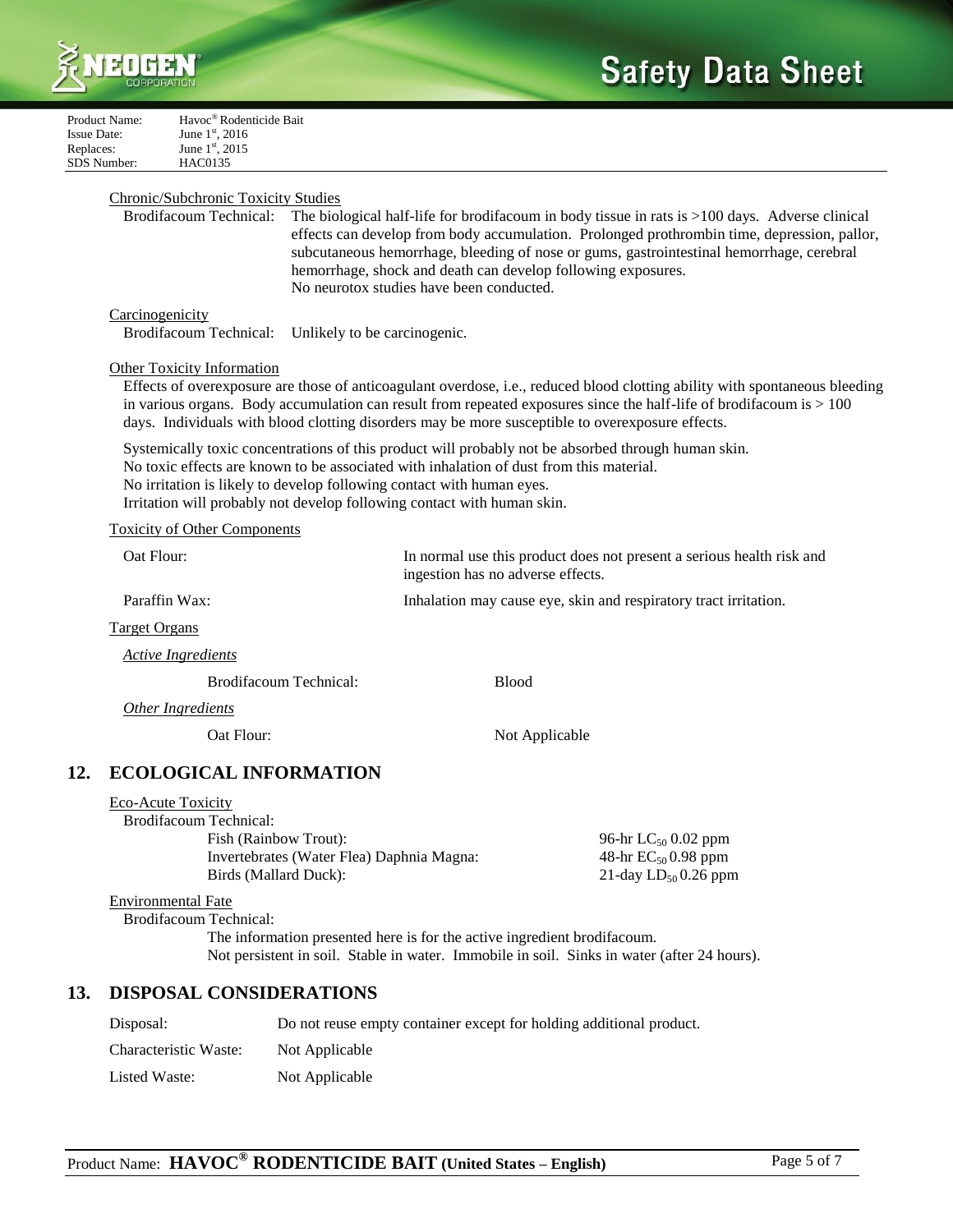Chronic/Subchronic Toxicity Studies

Brodifacoum Technical: The biological half-life for brodifacoum in body tissue in rats is >100 days. Adverse clinical effects can develop from body accumulation. Prolonged prothrombin time, depression, pallor, subcutaneous hemorrhage, bleeding of nose or gums, gastrointestinal hemorrhage, cerebral hemorrhage, shock and death can develop following exposures.
No neurotox studies have been conducted.

Carcinogenicity

Brodifacoum Technical: Unlikely to be carcinogenic.

Other Toxicity Information

Effects of overexposure are those of anticoagulant overdose, i.e., reduced blood clotting ability with spontaneous bleeding in various organs. Body accumulation can result from repeated exposures since the half-life of brodifacoum is > 100 days. Individuals with blood clotting disorders may be more susceptible to overexposure effects.

Systemically toxic concentrations of this product will probably not be absorbed through human skin.
No toxic effects are known to be associated with inhalation of dust from this material.
No irritation is likely to develop following contact with human eyes.
Irritation will probably not develop following contact with human skin.

Toxicity of Other Components

| | |
|---|---|
| Oat Flour: | In normal use this product does not present a serious health risk and ingestion has no adverse effects. |
| Paraffin Wax: | Inhalation may cause eye, skin and respiratory tract irritation. |

Target Organs

*Active Ingredients*

| | |
|---|---|
| Brodifacoum Technical: | Blood |

*Other Ingredients*

| | |
|---|---|
| Oat Flour: | Not Applicable |

## 12. ECOLOGICAL INFORMATION

Eco-Acute Toxicity

Brodifacoum Technical:

| | |
|---|---|
| Fish (Rainbow Trout): | 96-hr $LC_{50}$ 0.02 ppm |
| Invertebrates (Water Flea) Daphnia Magna: | 48-hr $EC_{50}$ 0.98 ppm |
| Birds (Mallard Duck): | 21-day $LD_{50}$ 0.26 ppm |

Environmental Fate

Brodifacoum Technical:

The information presented here is for the active ingredient brodifacoum.
Not persistent in soil. Stable in water. Immobile in soil. Sinks in water (after 24 hours).

## 13. DISPOSAL CONSIDERATIONS

| | |
|---|---|
| Disposal: | Do not reuse empty container except for holding additional product. |
| Characteristic Waste: | Not Applicable |
| Listed Waste: | Not Applicable |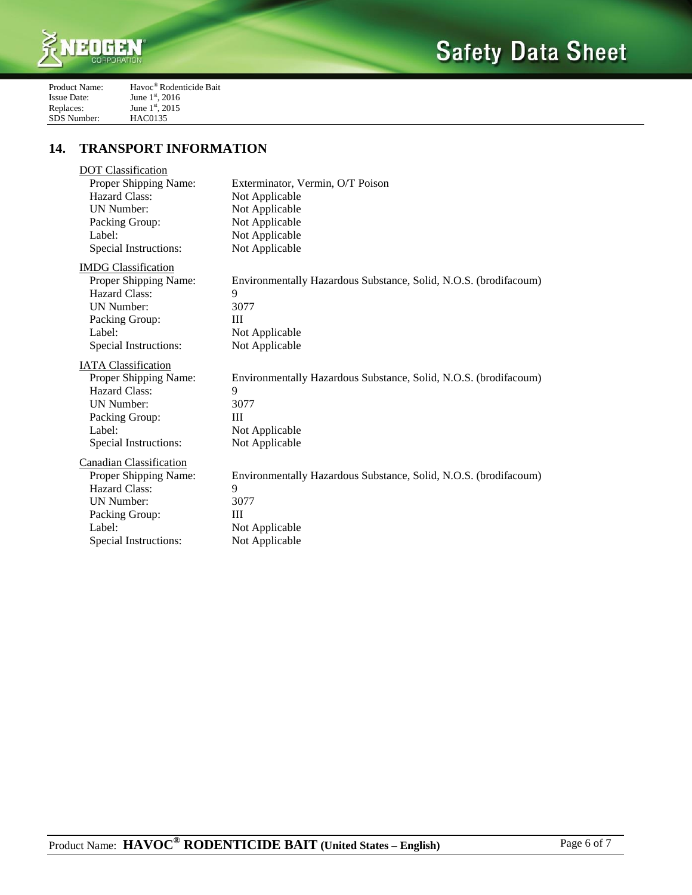## 14. TRANSPORT INFORMATION

**DOT Classification**

| | |
|---|---|
| Proper Shipping Name: | Exterminator, Vermin, O/T Poison |
| Hazard Class: | Not Applicable |
| UN Number: | Not Applicable |
| Packing Group: | Not Applicable |
| Label: | Not Applicable |
| Special Instructions: | Not Applicable |

**IMDG Classification**

| | |
|---|---|
| Proper Shipping Name: | Environmentally Hazardous Substance, Solid, N.O.S. (brodifacoum) |
| Hazard Class: | 9 |
| UN Number: | 3077 |
| Packing Group: | III |
| Label: | Not Applicable |
| Special Instructions: | Not Applicable |

**IATA Classification**

| | |
|---|---|
| Proper Shipping Name: | Environmentally Hazardous Substance, Solid, N.O.S. (brodifacoum) |
| Hazard Class: | 9 |
| UN Number: | 3077 |
| Packing Group: | III |
| Label: | Not Applicable |
| Special Instructions: | Not Applicable |

**Canadian Classification**

| | |
|---|---|
| Proper Shipping Name: | Environmentally Hazardous Substance, Solid, N.O.S. (brodifacoum) |
| Hazard Class: | 9 |
| UN Number: | 3077 |
| Packing Group: | III |
| Label: | Not Applicable |
| Special Instructions: | Not Applicable |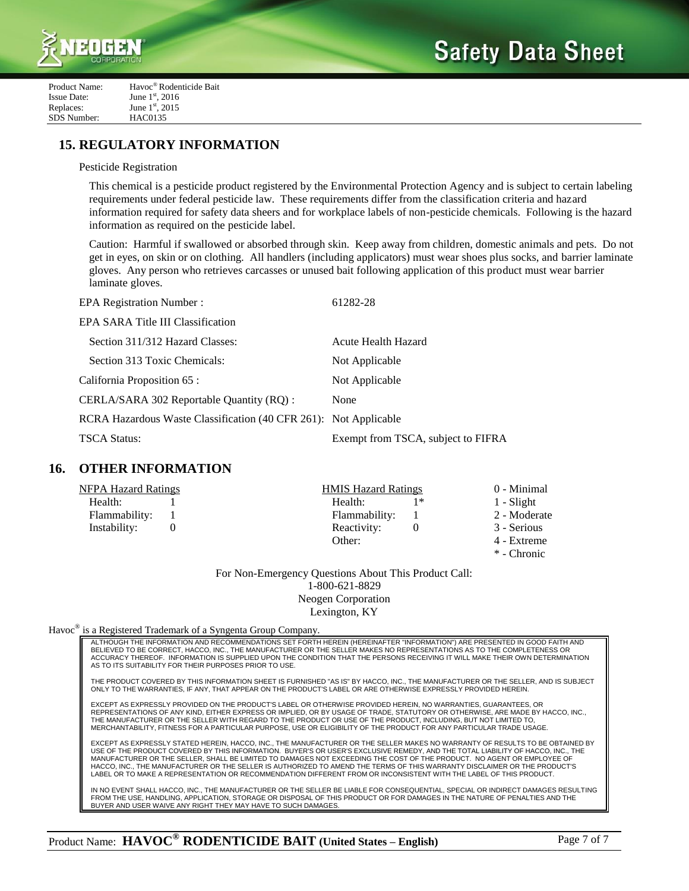Product Name: Havoc® Rodenticide Bait
Issue Date: June 1st, 2016
Replaces: June 1st, 2015
SDS Number: HAC0135

## 15. REGULATORY INFORMATION

Pesticide Registration

This chemical is a pesticide product registered by the Environmental Protection Agency and is subject to certain labeling requirements under federal pesticide law. These requirements differ from the classification criteria and hazard information required for safety data sheers and for workplace labels of non-pesticide chemicals. Following is the hazard information as required on the pesticide label.

Caution: Harmful if swallowed or absorbed through skin. Keep away from children, domestic animals and pets. Do not get in eyes, on skin or on clothing. All handlers (including applicators) must wear shoes plus socks, and barrier laminate gloves. Any person who retrieves carcasses or unused bait following application of this product must wear barrier laminate gloves.

| | |
|---|---|
| EPA Registration Number : | 61282-28 |
| EPA SARA Title III Classification | |
| Section 311/312 Hazard Classes: | Acute Health Hazard |
| Section 313 Toxic Chemicals: | Not Applicable |
| California Proposition 65 : | Not Applicable |
| CERLA/SARA 302 Reportable Quantity (RQ) : | None |
| RCRA Hazardous Waste Classification (40 CFR 261): | Not Applicable |
| TSCA Status: | Exempt from TSCA, subject to FIFRA |

## 16. OTHER INFORMATION

| NFPA Hazard Ratings | | HMIS Hazard Ratings | | |
|---|---|---|---|---|
| Health: | 1 | Health: | 1* | 0 - Minimal |
| Flammability: | 1 | Flammability: | 1 | 1 - Slight |
| Instability: | 0 | Reactivity: | 0 | 2 - Moderate |
| | | Other: | | 3 - Serious |
| | | | | 4 - Extreme |
| | | | | * - Chronic |

For Non-Emergency Questions About This Product Call:
1-800-621-8829
Neogen Corporation
Lexington, KY

Havoc® is a Registered Trademark of a Syngenta Group Company.

ALTHOUGH THE INFORMATION AND RECOMMENDATIONS SET FORTH HEREIN (HEREINAFTER "INFORMATION") ARE PRESENTED IN GOOD FAITH AND BELIEVED TO BE CORRECT, HACCO, INC., THE MANUFACTURER OR THE SELLER MAKES NO REPRESENTATIONS AS TO THE COMPLETENESS OR ACCURACY THEREOF. INFORMATION IS SUPPLIED UPON THE CONDITION THAT THE PERSONS RECEIVING IT WILL MAKE THEIR OWN DETERMINATION AS TO ITS SUITABILITY FOR THEIR PURPOSES PRIOR TO USE.

THE PRODUCT COVERED BY THIS INFORMATION SHEET IS FURNISHED "AS IS" BY HACCO, INC., THE MANUFACTURER OR THE SELLER, AND IS SUBJECT ONLY TO THE WARRANTIES, IF ANY, THAT APPEAR ON THE PRODUCT'S LABEL OR ARE OTHERWISE EXPRESSLY PROVIDED HEREIN.

EXCEPT AS EXPRESSLY PROVIDED ON THE PRODUCT'S LABEL OR OTHERWISE PROVIDED HEREIN, NO WARRANTIES, GUARANTEES, OR REPRESENTATIONS OF ANY KIND, EITHER EXPRESS OR IMPLIED, OR BY USAGE OF TRADE, STATUTORY OR OTHERWISE, ARE MADE BY HACCO, INC., THE MANUFACTURER OR THE SELLER WITH REGARD TO THE PRODUCT OR USE OF THE PRODUCT, INCLUDING, BUT NOT LIMITED TO, MERCHANTABILITY, FITNESS FOR A PARTICULAR PURPOSE, USE OR ELIGIBILITY OF THE PRODUCT FOR ANY PARTICULAR TRADE USAGE.

EXCEPT AS EXPRESSLY STATED HEREIN, HACCO, INC., THE MANUFACTURER OR THE SELLER MAKES NO WARRANTY OF RESULTS TO BE OBTAINED BY USE OF THE PRODUCT COVERED BY THIS INFORMATION. BUYER'S OR USER'S EXCLUSIVE REMEDY, AND THE TOTAL LIABILITY OF HACCO, INC., THE MANUFACTURER OR THE SELLER, SHALL BE LIMITED TO DAMAGES NOT EXCEEDING THE COST OF THE PRODUCT. NO AGENT OR EMPLOYEE OF HACCO, INC., THE MANUFACTURER OR THE SELLER IS AUTHORIZED TO AMEND THE TERMS OF THIS WARRANTY DISCLAIMER OR THE PRODUCT'S LABEL OR TO MAKE A REPRESENTATION OR RECOMMENDATION DIFFERENT FROM OR INCONSISTENT WITH THE LABEL OF THIS PRODUCT.

IN NO EVENT SHALL HACCO, INC., THE MANUFACTURER OR THE SELLER BE LIABLE FOR CONSEQUENTIAL, SPECIAL OR INDIRECT DAMAGES RESULTING FROM THE USE, HANDLING, APPLICATION, STORAGE OR DISPOSAL OF THIS PRODUCT OR FOR DAMAGES IN THE NATURE OF PENALTIES AND THE BUYER AND USER WAIVE ANY RIGHT THEY MAY HAVE TO SUCH DAMAGES.